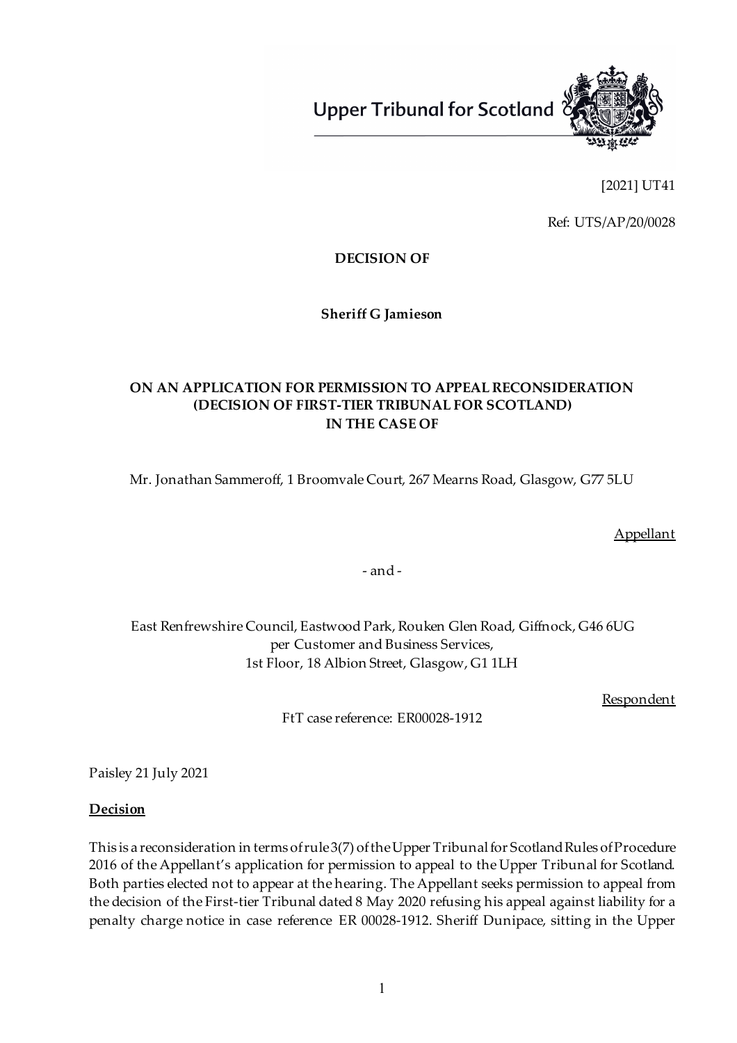Upper Tribunal for Scotland

[2021] UT41

Ref: UTS/AP/20/0028

**DECISION OF**

**Sheriff G Jamieson**

**ON AN APPLICATION FOR PERMISSION TO APPEAL RECONSIDERATION (DECISION OF FIRST-TIER TRIBUNAL FOR SCOTLAND) IN THE CASE OF**

Mr. Jonathan Sammeroff, 1 Broomvale Court, 267 Mearns Road, Glasgow, G77 5LU

Appellant

- and -

East Renfrewshire Council, Eastwood Park, Rouken Glen Road, Giffnock, G46 6UG per Customer and Business Services, 1st Floor, 18 Albion Street, Glasgow, G1 1LH

Respondent

FtT case reference: ER00028-1912

Paisley 21 July 2021

**Decision**

This is a reconsideration in terms of rule 3(7) of the Upper Tribunal for Scotland Rules of Procedure 2016 of the Appellant's application for permission to appeal to the Upper Tribunal for Scotland. Both parties elected not to appear at the hearing. The Appellant seeks permission to appeal from the decision of the First-tier Tribunal dated 8 May 2020 refusing his appeal against liability for a penalty charge notice in case reference ER 00028-1912. Sheriff Dunipace, sitting in the Upper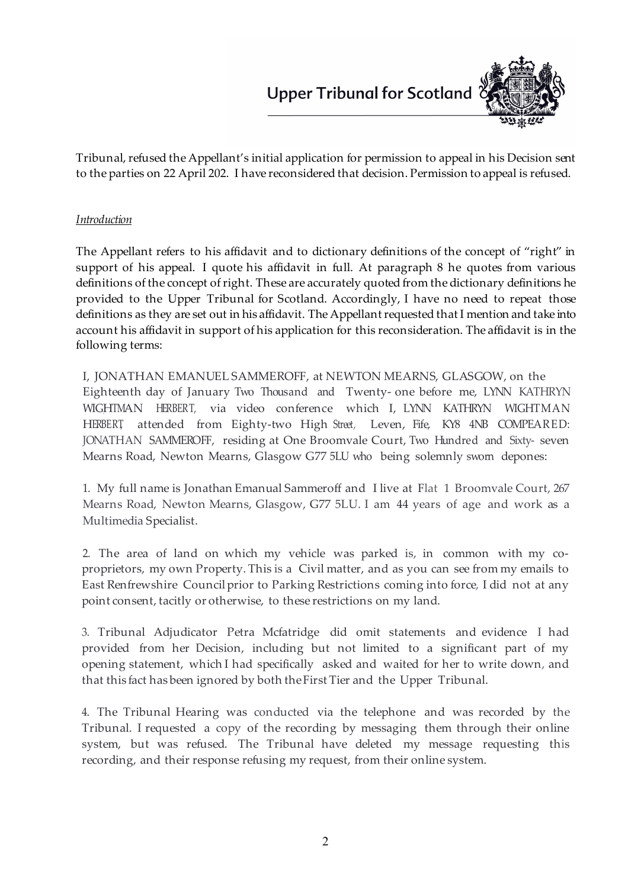Tribunal, refused the Appellant's initial application for permission to appeal in his Decision sent to the parties on 22 April 202. I have reconsidered that decision. Permission to appeal is refused.

*Introduction*

The Appellant refers to his affidavit and to dictionary definitions of the concept of "right" in support of his appeal. I quote his affidavit in full. At paragraph 8 he quotes from various definitions of the concept of right. These are accurately quoted from the dictionary definitions he provided to the Upper Tribunal for Scotland. Accordingly, I have no need to repeat those definitions as they are set out in his affidavit. The Appellant requested that I mention and take into account his affidavit in support of his application for this reconsideration. The affidavit is in the following terms:

> I, JONATHAN EMANUEL SAMMEROFF, at NEWTON MEARNS, GLASGOW, on the Eighteenth day of January Two Thousand and Twenty- one before me, LYNN KATHRYN WIGHTMAN HERBERT, via video conference which I, LYNN KATHRYN WIGHTMAN HERBERT, attended from Eighty-two High Street, Leven, Fife, KY8 4NB COMPEARED: JONATHAN SAMMEROFF, residing at One Broomvale Court, Two Hundred and Sixty- seven Mearns Road, Newton Mearns, Glasgow G77 5LU who being solemnly sworn depones:
>
> 1. My full name is Jonathan Emanual Sammeroff and I live at Flat 1 Broomvale Court, 267 Mearns Road, Newton Mearns, Glasgow, G77 5LU. I am 44 years of age and work as a Multimedia Specialist.
>
> 2. The area of land on which my vehicle was parked is, in common with my co-proprietors, my own Property. This is a Civil matter, and as you can see from my emails to East Renfrewshire Council prior to Parking Restrictions coming into force, I did not at any point consent, tacitly or otherwise, to these restrictions on my land.
>
> 3. Tribunal Adjudicator Petra Mcfatridge did omit statements and evidence I had provided from her Decision, including but not limited to a significant part of my opening statement, which I had specifically asked and waited for her to write down, and that this fact has been ignored by both the First Tier and the Upper Tribunal.
>
> 4. The Tribunal Hearing was conducted via the telephone and was recorded by the Tribunal. I requested a copy of the recording by messaging them through their online system, but was refused. The Tribunal have deleted my message requesting this recording, and their response refusing my request, from their online system.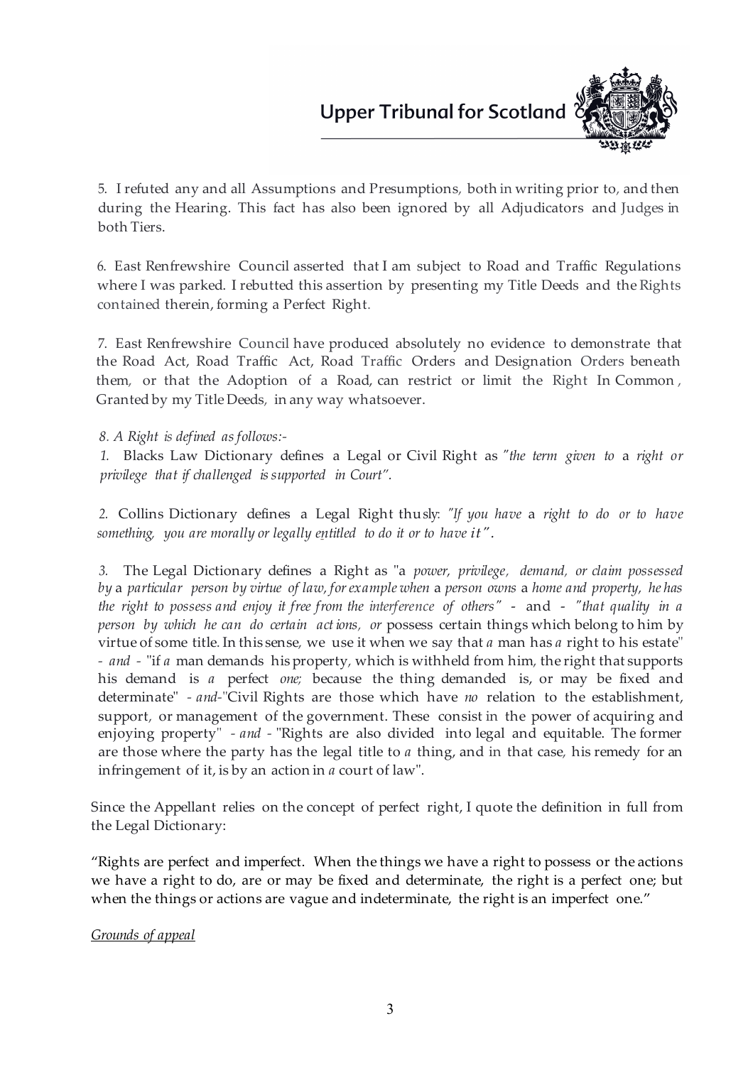5. I refuted any and all Assumptions and Presumptions, both in writing prior to, and then during the Hearing. This fact has also been ignored by all Adjudicators and Judges in both Tiers.

6. East Renfrewshire Council asserted that I am subject to Road and Traffic Regulations where I was parked. I rebutted this assertion by presenting my Title Deeds and the Rights contained therein, forming a Perfect Right.

7. East Renfrewshire Council have produced absolutely no evidence to demonstrate that the Road Act, Road Traffic Act, Road Traffic Orders and Designation Orders beneath them, or that the Adoption of a Road, can restrict or limit the Right In Common, Granted by my Title Deeds, in any way whatsoever.

*8. A Right is defined as follows:-*

*1.* Blacks Law Dictionary defines a Legal or Civil Right as *"the term given to* a *right or privilege that if challenged is supported in Court".*

*2.* Collins Dictionary defines a Legal Right thusly: *"If you have* a *right to do or to have something, you are morally or legally entitled to do it or to have it".*

*3.* The Legal Dictionary defines a Right as "a *power, privilege, demand, or claim possessed by* a *particular person by virtue of law, for example when* a *person owns* a *home and property, he has the right to possess and enjoy it free from the interference of others"* - and - *"that quality in a person by which he can do certain actions, or* possess certain things which belong to him by virtue of some title. In this sense, we use it when we say that *a* man has *a* right to his estate" *- and -* "if *a* man demands his property, which is withheld from him, the right that supports his demand is *a* perfect *one;* because the thing demanded is, or may be fixed and determinate" *- and-*"Civil Rights are those which have *no* relation to the establishment, support, or management of the government. These consist in the power of acquiring and enjoying property" *- and -* "Rights are also divided into legal and equitable. The former are those where the party has the legal title to *a* thing, and in that case, his remedy for an infringement of it, is by an action in *a* court of law".

Since the Appellant relies on the concept of perfect right, I quote the definition in full from the Legal Dictionary:

"Rights are perfect and imperfect. When the things we have a right to possess or the actions we have a right to do, are or may be fixed and determinate, the right is a perfect one; but when the things or actions are vague and indeterminate, the right is an imperfect one."

*Grounds of appeal*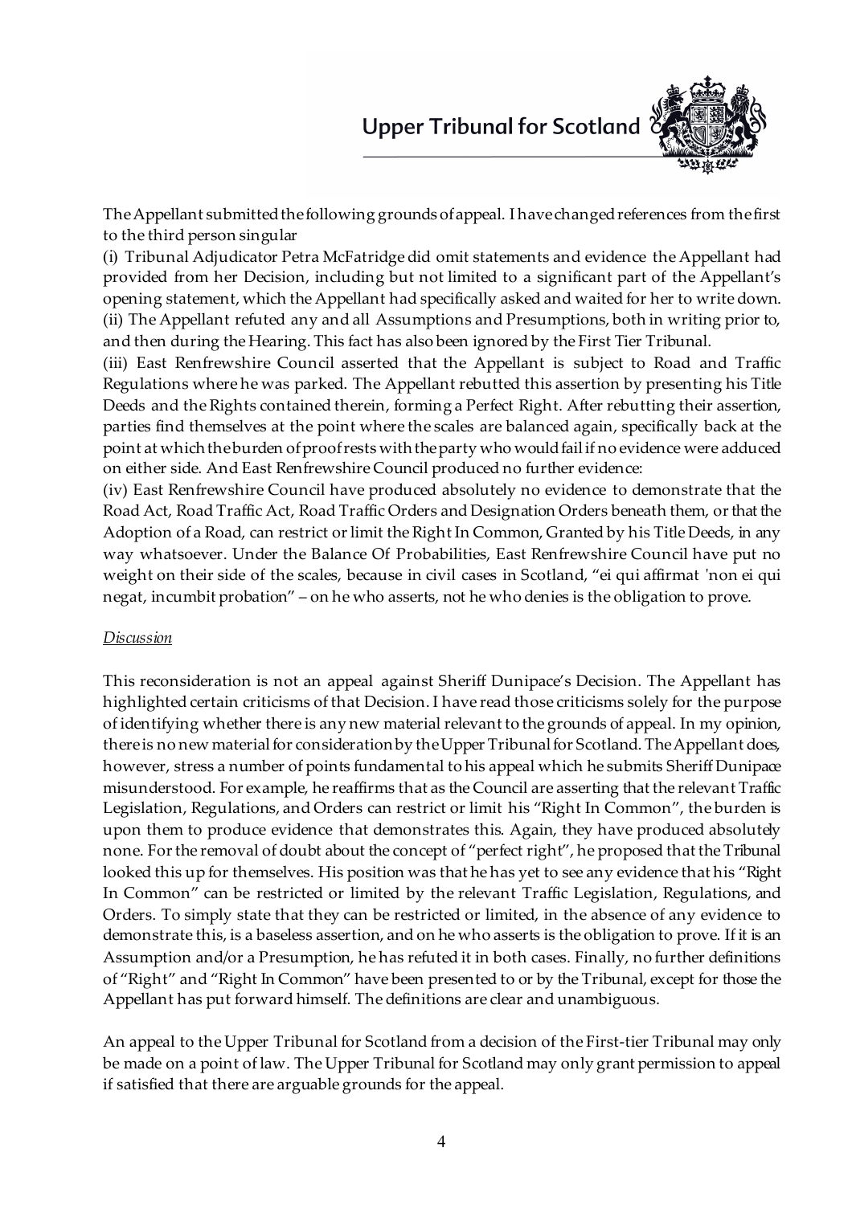The Appellant submitted the following grounds of appeal. I have changed references from the first to the third person singular

(i) Tribunal Adjudicator Petra McFatridge did omit statements and evidence the Appellant had provided from her Decision, including but not limited to a significant part of the Appellant's opening statement, which the Appellant had specifically asked and waited for her to write down.
(ii) The Appellant refuted any and all Assumptions and Presumptions, both in writing prior to, and then during the Hearing. This fact has also been ignored by the First Tier Tribunal.
(iii) East Renfrewshire Council asserted that the Appellant is subject to Road and Traffic Regulations where he was parked. The Appellant rebutted this assertion by presenting his Title Deeds and the Rights contained therein, forming a Perfect Right. After rebutting their assertion, parties find themselves at the point where the scales are balanced again, specifically back at the point at which the burden of proof rests with the party who would fail if no evidence were adduced on either side. And East Renfrewshire Council produced no further evidence:
(iv) East Renfrewshire Council have produced absolutely no evidence to demonstrate that the Road Act, Road Traffic Act, Road Traffic Orders and Designation Orders beneath them, or that the Adoption of a Road, can restrict or limit the Right In Common, Granted by his Title Deeds, in any way whatsoever. Under the Balance Of Probabilities, East Renfrewshire Council have put no weight on their side of the scales, because in civil cases in Scotland, "ei qui affirmat 'non ei qui negat, incumbit probation" – on he who asserts, not he who denies is the obligation to prove.

*Discussion*

This reconsideration is not an appeal against Sheriff Dunipace's Decision. The Appellant has highlighted certain criticisms of that Decision. I have read those criticisms solely for the purpose of identifying whether there is any new material relevant to the grounds of appeal. In my opinion, there is no new material for consideration by the Upper Tribunal for Scotland. The Appellant does, however, stress a number of points fundamental to his appeal which he submits Sheriff Dunipace misunderstood. For example, he reaffirms that as the Council are asserting that the relevant Traffic Legislation, Regulations, and Orders can restrict or limit his "Right In Common", the burden is upon them to produce evidence that demonstrates this. Again, they have produced absolutely none. For the removal of doubt about the concept of "perfect right", he proposed that the Tribunal looked this up for themselves. His position was that he has yet to see any evidence that his "Right In Common" can be restricted or limited by the relevant Traffic Legislation, Regulations, and Orders. To simply state that they can be restricted or limited, in the absence of any evidence to demonstrate this, is a baseless assertion, and on he who asserts is the obligation to prove. If it is an Assumption and/or a Presumption, he has refuted it in both cases. Finally, no further definitions of "Right" and "Right In Common" have been presented to or by the Tribunal, except for those the Appellant has put forward himself. The definitions are clear and unambiguous.

An appeal to the Upper Tribunal for Scotland from a decision of the First-tier Tribunal may only be made on a point of law. The Upper Tribunal for Scotland may only grant permission to appeal if satisfied that there are arguable grounds for the appeal.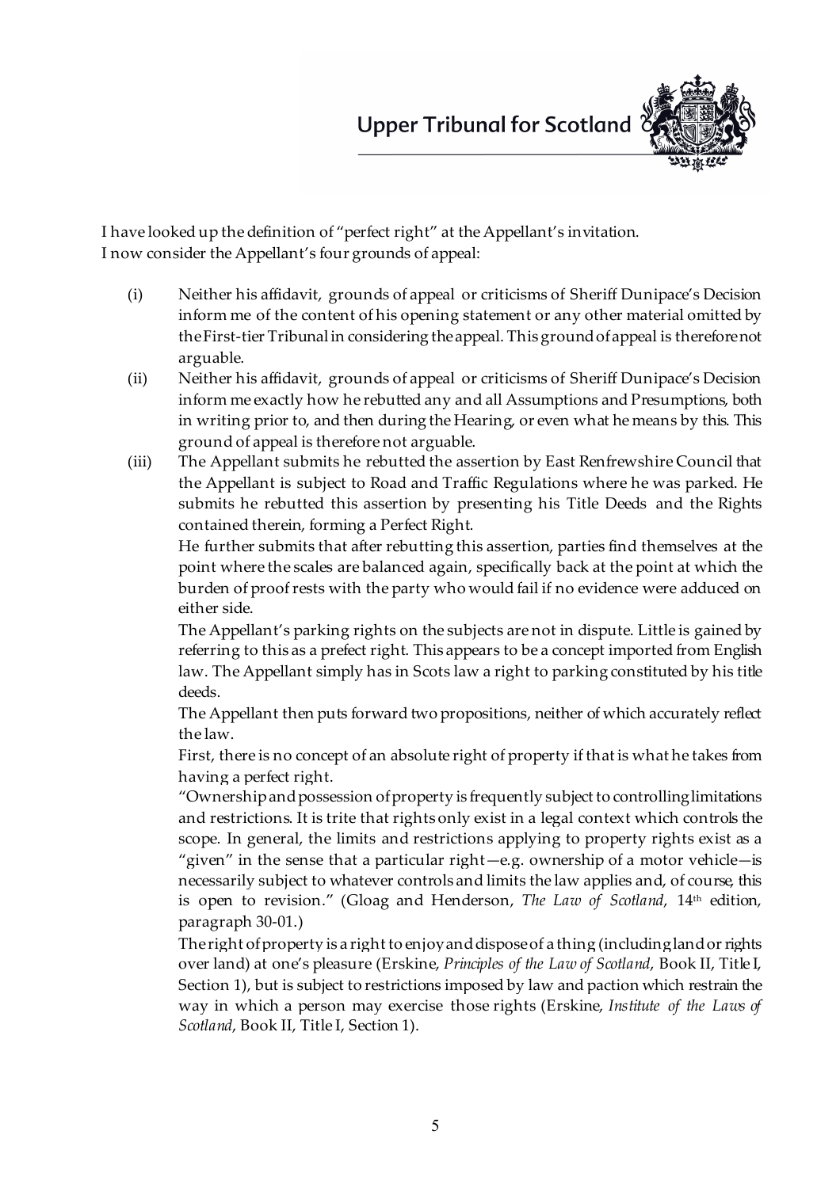I have looked up the definition of "perfect right" at the Appellant's invitation.
I now consider the Appellant's four grounds of appeal:

(i) Neither his affidavit, grounds of appeal or criticisms of Sheriff Dunipace's Decision inform me of the content of his opening statement or any other material omitted by the First-tier Tribunal in considering the appeal. This ground of appeal is therefore not arguable.

(ii) Neither his affidavit, grounds of appeal or criticisms of Sheriff Dunipace's Decision inform me exactly how he rebutted any and all Assumptions and Presumptions, both in writing prior to, and then during the Hearing, or even what he means by this. This ground of appeal is therefore not arguable.

(iii) The Appellant submits he rebutted the assertion by East Renfrewshire Council that the Appellant is subject to Road and Traffic Regulations where he was parked. He submits he rebutted this assertion by presenting his Title Deeds and the Rights contained therein, forming a Perfect Right.

He further submits that after rebutting this assertion, parties find themselves at the point where the scales are balanced again, specifically back at the point at which the burden of proof rests with the party who would fail if no evidence were adduced on either side.

The Appellant's parking rights on the subjects are not in dispute. Little is gained by referring to this as a prefect right. This appears to be a concept imported from English law. The Appellant simply has in Scots law a right to parking constituted by his title deeds.

The Appellant then puts forward two propositions, neither of which accurately reflect the law.

First, there is no concept of an absolute right of property if that is what he takes from having a perfect right.

"Ownership and possession of property is frequently subject to controlling limitations and restrictions. It is trite that rights only exist in a legal context which controls the scope. In general, the limits and restrictions applying to property rights exist as a "given" in the sense that a particular right—e.g. ownership of a motor vehicle—is necessarily subject to whatever controls and limits the law applies and, of course, this is open to revision." (Gloag and Henderson, *The Law of Scotland*, 14th edition, paragraph 30-01.)

The right of property is a right to enjoy and dispose of a thing (including land or rights over land) at one's pleasure (Erskine, *Principles of the Law of Scotland*, Book II, Title I, Section 1), but is subject to restrictions imposed by law and paction which restrain the way in which a person may exercise those rights (Erskine, *Institute of the Laws of Scotland*, Book II, Title I, Section 1).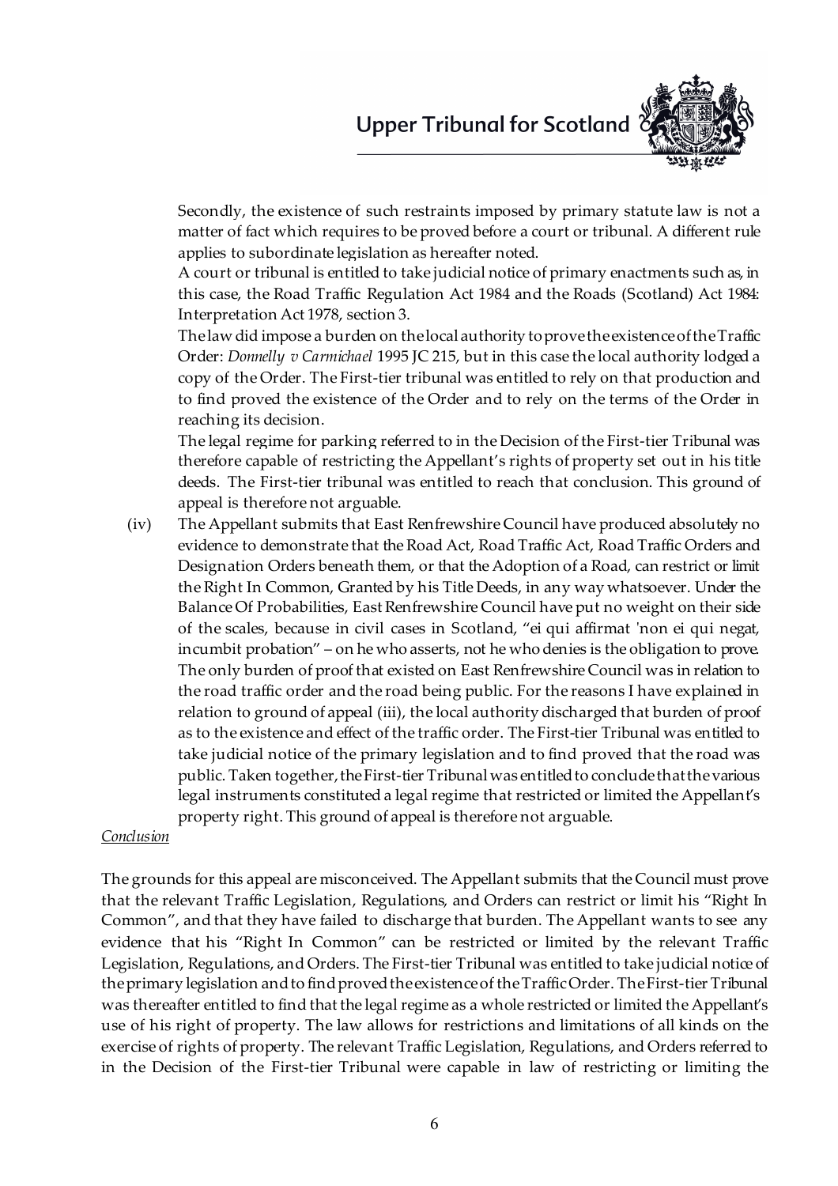Secondly, the existence of such restraints imposed by primary statute law is not a matter of fact which requires to be proved before a court or tribunal. A different rule applies to subordinate legislation as hereafter noted.

A court or tribunal is entitled to take judicial notice of primary enactments such as, in this case, the Road Traffic Regulation Act 1984 and the Roads (Scotland) Act 1984: Interpretation Act 1978, section 3.

The law did impose a burden on the local authority to prove the existence of the Traffic Order: *Donnelly v Carmichael* 1995 JC 215, but in this case the local authority lodged a copy of the Order. The First-tier tribunal was entitled to rely on that production and to find proved the existence of the Order and to rely on the terms of the Order in reaching its decision.

The legal regime for parking referred to in the Decision of the First-tier Tribunal was therefore capable of restricting the Appellant's rights of property set out in his title deeds. The First-tier tribunal was entitled to reach that conclusion. This ground of appeal is therefore not arguable.

(iv) The Appellant submits that East Renfrewshire Council have produced absolutely no evidence to demonstrate that the Road Act, Road Traffic Act, Road Traffic Orders and Designation Orders beneath them, or that the Adoption of a Road, can restrict or limit the Right In Common, Granted by his Title Deeds, in any way whatsoever. Under the Balance Of Probabilities, East Renfrewshire Council have put no weight on their side of the scales, because in civil cases in Scotland, "ei qui affirmat 'non ei qui negat, incumbit probation" – on he who asserts, not he who denies is the obligation to prove. The only burden of proof that existed on East Renfrewshire Council was in relation to the road traffic order and the road being public. For the reasons I have explained in relation to ground of appeal (iii), the local authority discharged that burden of proof as to the existence and effect of the traffic order. The First-tier Tribunal was entitled to take judicial notice of the primary legislation and to find proved that the road was public. Taken together, the First-tier Tribunal was entitled to conclude that the various legal instruments constituted a legal regime that restricted or limited the Appellant's property right. This ground of appeal is therefore not arguable.

*Conclusion*

The grounds for this appeal are misconceived. The Appellant submits that the Council must prove that the relevant Traffic Legislation, Regulations, and Orders can restrict or limit his "Right In Common", and that they have failed to discharge that burden. The Appellant wants to see any evidence that his "Right In Common" can be restricted or limited by the relevant Traffic Legislation, Regulations, and Orders. The First-tier Tribunal was entitled to take judicial notice of the primary legislation and to find proved the existence of the Traffic Order. The First-tier Tribunal was thereafter entitled to find that the legal regime as a whole restricted or limited the Appellant's use of his right of property. The law allows for restrictions and limitations of all kinds on the exercise of rights of property. The relevant Traffic Legislation, Regulations, and Orders referred to in the Decision of the First-tier Tribunal were capable in law of restricting or limiting the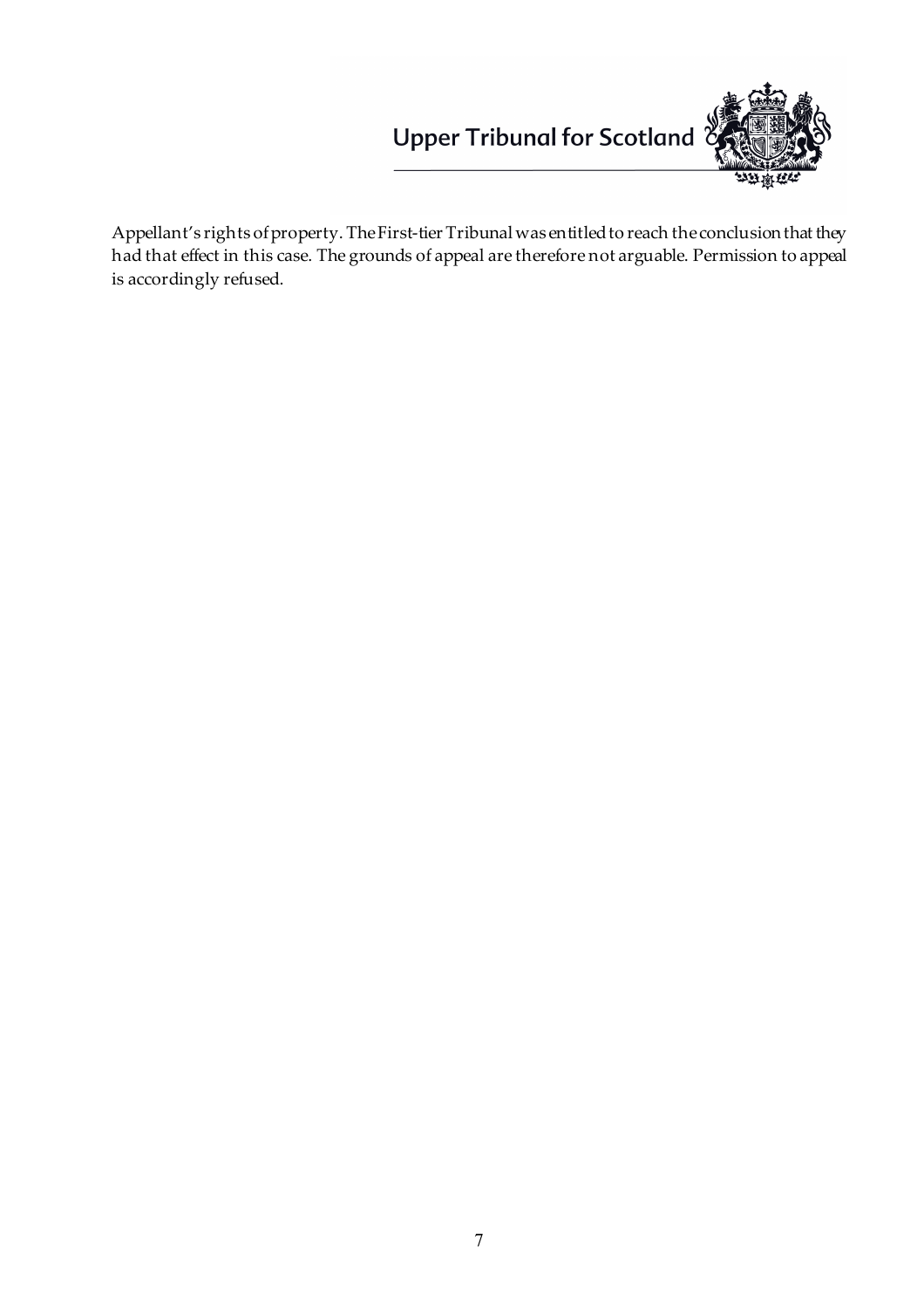Appellant's rights of property. The First-tier Tribunal was entitled to reach the conclusion that they had that effect in this case. The grounds of appeal are therefore not arguable. Permission to appeal is accordingly refused.